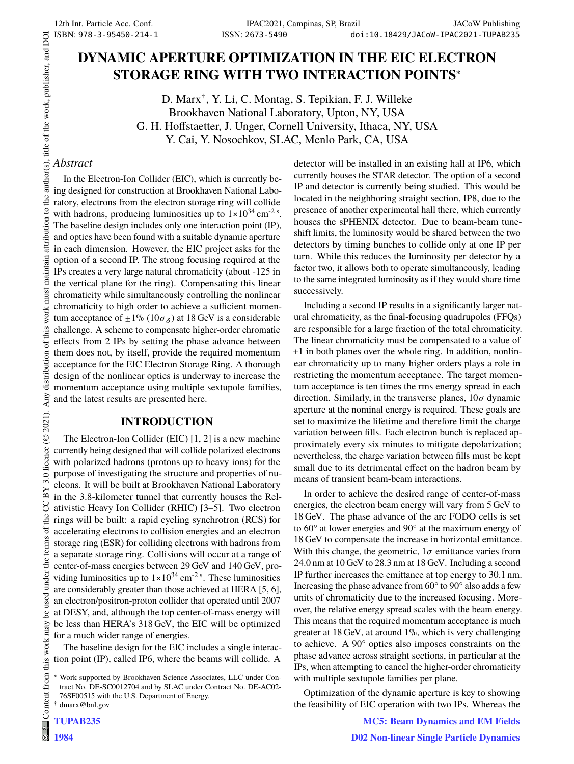# DYNAMIC APERTURE OPTIMIZATION IN THE EIC ELECTRON STORAGE RING WITH TWO INTERACTION POINTS*

D. Marx†, Y. Li, C. Montag, S. Tepikian, F. J. Willeke
Brookhaven National Laboratory, Upton, NY, USA
G. H. Hoffstaetter, J. Unger, Cornell University, Ithaca, NY, USA
Y. Cai, Y. Nosochkov, SLAC, Menlo Park, CA, USA

## *Abstract*

In the Electron-Ion Collider (EIC), which is currently being designed for construction at Brookhaven National Laboratory, electrons from the electron storage ring will collide with hadrons, producing luminosities up to $1 \times 10^{34}\,\text{cm}^{-2}\,\text{s}$. The baseline design includes only one interaction point (IP), and optics have been found with a suitable dynamic aperture in each dimension. However, the EIC project asks for the option of a second IP. The strong focusing required at the IPs creates a very large natural chromaticity (about -125 in the vertical plane for the ring). Compensating this linear chromaticity while simultaneously controlling the nonlinear chromaticity to high order to achieve a sufficient momentum acceptance of $\pm 1\%$ ($10\sigma_\delta$) at 18 GeV is a considerable challenge. A scheme to compensate higher-order chromatic effects from 2 IPs by setting the phase advance between them does not, by itself, provide the required momentum acceptance for the EIC Electron Storage Ring. A thorough design of the nonlinear optics is underway to increase the momentum acceptance using multiple sextupole families, and the latest results are presented here.

## INTRODUCTION

The Electron-Ion Collider (EIC) [1, 2] is a new machine currently being designed that will collide polarized electrons with polarized hadrons (protons up to heavy ions) for the purpose of investigating the structure and properties of nucleons. It will be built at Brookhaven National Laboratory in the 3.8-kilometer tunnel that currently houses the Relativistic Heavy Ion Collider (RHIC) [3–5]. Two electron rings will be built: a rapid cycling synchrotron (RCS) for accelerating electrons to collision energies and an electron storage ring (ESR) for colliding electrons with hadrons from a separate storage ring. Collisions will occur at a range of center-of-mass energies between 29 GeV and 140 GeV, providing luminosities up to $1 \times 10^{34}\,\text{cm}^{-2}\,\text{s}$. These luminosities are considerably greater than those achieved at HERA [5, 6], an electron/positron-proton collider that operated until 2007 at DESY, and, although the top center-of-mass energy will be less than HERA's 318 GeV, the EIC will be optimized for a much wider range of energies.

The baseline design for the EIC includes a single interaction point (IP), called IP6, where the beams will collide. A detector will be installed in an existing hall at IP6, which currently houses the STAR detector. The option of a second IP and detector is currently being studied. This would be located in the neighboring straight section, IP8, due to the presence of another experimental hall there, which currently houses the sPHENIX detector. Due to beam-beam tune-shift limits, the luminosity would be shared between the two detectors by timing bunches to collide only at one IP per turn. While this reduces the luminosity per detector by a factor two, it allows both to operate simultaneously, leading to the same integrated luminosity as if they would share time successively.

Including a second IP results in a significantly larger natural chromaticity, as the final-focusing quadrupoles (FFQs) are responsible for a large fraction of the total chromaticity. The linear chromaticity must be compensated to a value of +1 in both planes over the whole ring. In addition, nonlinear chromaticity up to many higher orders plays a role in restricting the momentum acceptance. The target momentum acceptance is ten times the rms energy spread in each direction. Similarly, in the transverse planes, $10\sigma$ dynamic aperture at the nominal energy is required. These goals are set to maximize the lifetime and therefore limit the charge variation between fills. Each electron bunch is replaced approximately every six minutes to mitigate depolarization; nevertheless, the charge variation between fills must be kept small due to its detrimental effect on the hadron beam by means of transient beam-beam interactions.

In order to achieve the desired range of center-of-mass energies, the electron beam energy will vary from 5 GeV to 18 GeV. The phase advance of the arc FODO cells is set to 60° at lower energies and 90° at the maximum energy of 18 GeV to compensate the increase in horizontal emittance. With this change, the geometric, $1\sigma$ emittance varies from 24.0 nm at 10 GeV to 28.3 nm at 18 GeV. Including a second IP further increases the emittance at top energy to 30.1 nm. Increasing the phase advance from 60° to 90° also adds a few units of chromaticity due to the increased focusing. Moreover, the relative energy spread scales with the beam energy. This means that the required momentum acceptance is much greater at 18 GeV, at around 1%, which is very challenging to achieve. A 90° optics also imposes constraints on the phase advance across straight sections, in particular at the IPs, when attempting to cancel the higher-order chromaticity with multiple sextupole families per plane.

Optimization of the dynamic aperture is key to showing the feasibility of EIC operation with two IPs. Whereas the

---

\* Work supported by Brookhaven Science Associates, LLC under Contract No. DE-SC0012704 and by SLAC under Contract No. DE-AC02-76SF00515 with the U.S. Department of Energy.
† dmarx@bnl.gov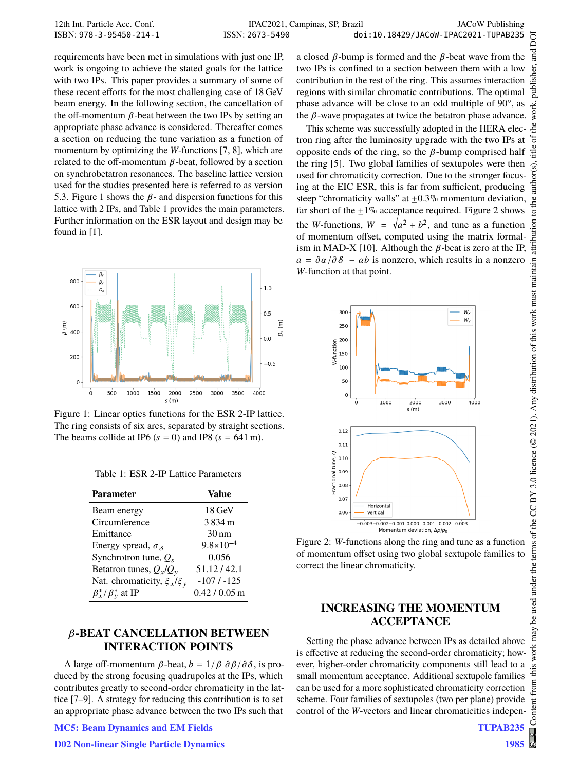requirements have been met in simulations with just one IP, work is ongoing to achieve the stated goals for the lattice with two IPs. This paper provides a summary of some of these recent efforts for the most challenging case of 18 GeV beam energy. In the following section, the cancellation of the off-momentum $\beta$-beat between the two IPs by setting an appropriate phase advance is considered. Thereafter comes a section on reducing the tune variation as a function of momentum by optimizing the $W$-functions [7, 8], which are related to the off-momentum $\beta$-beat, followed by a section on synchrobetatron resonances. The baseline lattice version used for the studies presented here is referred to as version 5.3. Figure 1 shows the $\beta$- and dispersion functions for this lattice with 2 IPs, and Table 1 provides the main parameters. Further information on the ESR layout and design may be found in [1].

Figure 1: Linear optics functions for the ESR 2-IP lattice. The ring consists of six arcs, separated by straight sections. The beams collide at IP6 ($s = 0$) and IP8 ($s = 641$ m).

Table 1: ESR 2-IP Lattice Parameters

| Parameter | Value |
|---|---|
| Beam energy | 18 GeV |
| Circumference | 3 834 m |
| Emittance | 30 nm |
| Energy spread, $\sigma_\delta$ | $9.8{\times}10^{-4}$ |
| Synchrotron tune, $Q_s$ | 0.056 |
| Betatron tunes, $Q_x/Q_y$ | 51.12 / 42.1 |
| Nat. chromaticity, $\xi_x/\xi_y$ | -107 / -125 |
| $\beta_x^*/\beta_y^*$ at IP | 0.42 / 0.05 m |

## $\beta$-BEAT CANCELLATION BETWEEN INTERACTION POINTS

A large off-momentum $\beta$-beat, $b = 1/\beta \; \partial\beta/\partial\delta$, is produced by the strong focusing quadrupoles at the IPs, which contributes greatly to second-order chromaticity in the lattice [7–9]. A strategy for reducing this contribution is to set an appropriate phase advance between the two IPs such that a closed $\beta$-bump is formed and the $\beta$-beat wave from the two IPs is confined to a section between them with a low contribution in the rest of the ring. This assumes interaction regions with similar chromatic contributions. The optimal phase advance will be close to an odd multiple of 90°, as the $\beta$-wave propagates at twice the betatron phase advance.

This scheme was successfully adopted in the HERA electron ring after the luminosity upgrade with the two IPs at opposite ends of the ring, so the $\beta$-bump comprised half the ring [5]. Two global families of sextupoles were then used for chromaticity correction. Due to the stronger focusing at the EIC ESR, this is far from sufficient, producing steep "chromaticity walls" at $\pm 0.3\%$ momentum deviation, far short of the $\pm 1\%$ acceptance required. Figure 2 shows the $W$-functions, $W = \sqrt{a^2 + b^2}$, and tune as a function of momentum offset, computed using the matrix formalism in MAD-X [10]. Although the $\beta$-beat is zero at the IP, $a = \partial\alpha/\partial\delta - \alpha b$ is nonzero, which results in a nonzero $W$-function at that point.

Figure 2: $W$-functions along the ring and tune as a function of momentum offset using two global sextupole families to correct the linear chromaticity.

## INCREASING THE MOMENTUM ACCEPTANCE

Setting the phase advance between IPs as detailed above is effective at reducing the second-order chromaticity; however, higher-order chromaticity components still lead to a small momentum acceptance. Additional sextupole families can be used for a more sophisticated chromaticity correction scheme. Four families of sextupoles (two per plane) provide control of the $W$-vectors and linear chromaticities indepen-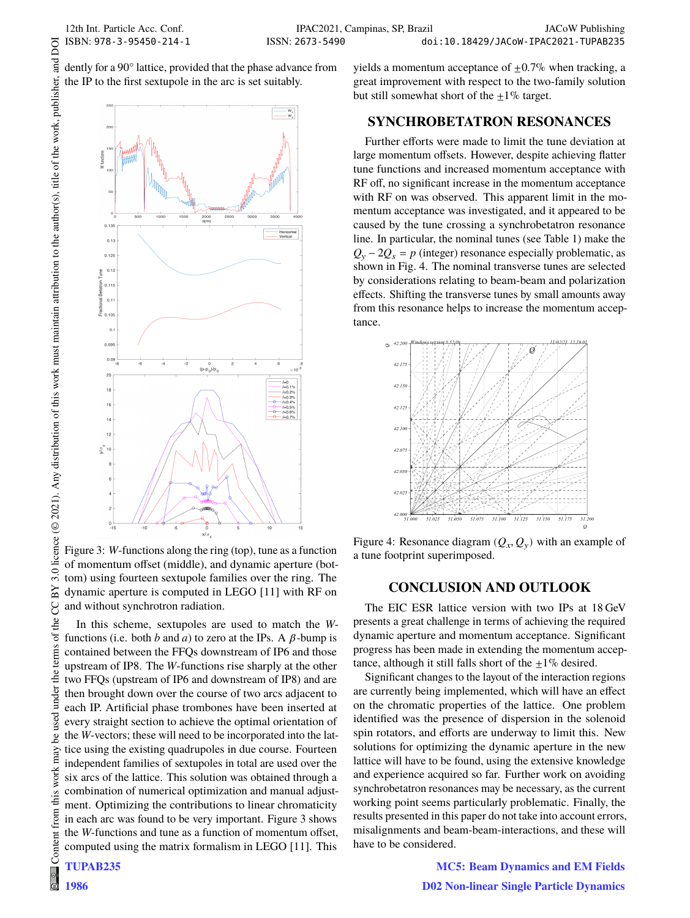dently for a 90° lattice, provided that the phase advance from the IP to the first sextupole in the arc is set suitably.

Figure 3: $W$-functions along the ring (top), tune as a function of momentum offset (middle), and dynamic aperture (bottom) using fourteen sextupole families over the ring. The dynamic aperture is computed in LEGO [11] with RF on and without synchrotron radiation.

In this scheme, sextupoles are used to match the $W$-functions (i.e. both $b$ and $a$) to zero at the IPs. A $\beta$-bump is contained between the FFQs downstream of IP6 and those upstream of IP8. The $W$-functions rise sharply at the other two FFQs (upstream of IP6 and downstream of IP8) and are then brought down over the course of two arcs adjacent to each IP. Artificial phase trombones have been inserted at every straight section to achieve the optimal orientation of the $W$-vectors; these will need to be incorporated into the lattice using the existing quadrupoles in due course. Fourteen independent families of sextupoles in total are used over the six arcs of the lattice. This solution was obtained through a combination of numerical optimization and manual adjustment. Optimizing the contributions to linear chromaticity in each arc was found to be very important. Figure 3 shows the $W$-functions and tune as a function of momentum offset, computed using the matrix formalism in LEGO [11]. This yields a momentum acceptance of $\pm 0.7\%$ when tracking, a great improvement with respect to the two-family solution but still somewhat short of the $\pm 1\%$ target.

## SYNCHROBETATRON RESONANCES

Further efforts were made to limit the tune deviation at large momentum offsets. However, despite achieving flatter tune functions and increased momentum acceptance with RF off, no significant increase in the momentum acceptance with RF on was observed. This apparent limit in the momentum acceptance was investigated, and it appeared to be caused by the tune crossing a synchrobetatron resonance line. In particular, the nominal tunes (see Table 1) make the $Q_y - 2Q_s = p$ (integer) resonance especially problematic, as shown in Fig. 4. The nominal transverse tunes are selected by considerations relating to beam-beam and polarization effects. Shifting the transverse tunes by small amounts away from this resonance helps to increase the momentum acceptance.

Figure 4: Resonance diagram ($Q_x$, $Q_y$) with an example of a tune footprint superimposed.

## CONCLUSION AND OUTLOOK

The EIC ESR lattice version with two IPs at 18 GeV presents a great challenge in terms of achieving the required dynamic aperture and momentum acceptance. Significant progress has been made in extending the momentum acceptance, although it still falls short of the $\pm 1\%$ desired.

Significant changes to the layout of the interaction regions are currently being implemented, which will have an effect on the chromatic properties of the lattice. One problem identified was the presence of dispersion in the solenoid spin rotators, and efforts are underway to limit this. New solutions for optimizing the dynamic aperture in the new lattice will have to be found, using the extensive knowledge and experience acquired so far. Further work on avoiding synchrobetatron resonances may be necessary, as the current working point seems particularly problematic. Finally, the results presented in this paper do not take into account errors, misalignments and beam-beam-interactions, and these will have to be considered.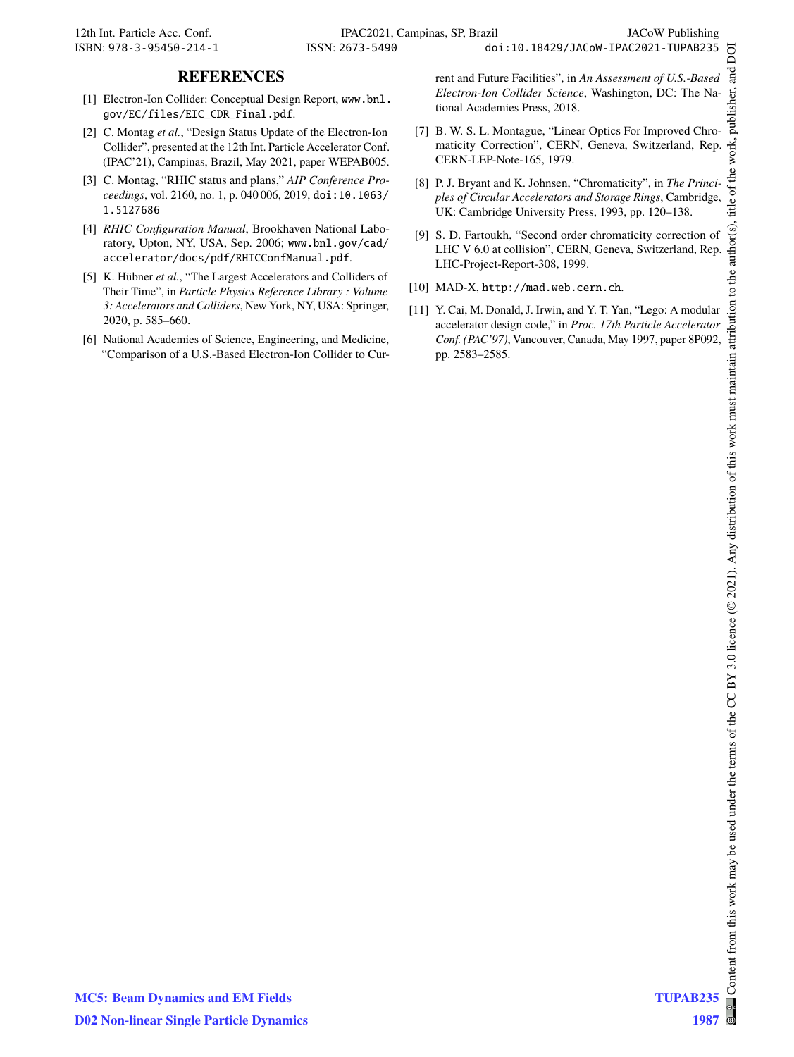## REFERENCES

[1] Electron-Ion Collider: Conceptual Design Report, www.bnl.gov/EC/files/EIC_CDR_Final.pdf.

[2] C. Montag *et al.*, "Design Status Update of the Electron-Ion Collider", presented at the 12th Int. Particle Accelerator Conf. (IPAC'21), Campinas, Brazil, May 2021, paper WEPAB005.

[3] C. Montag, "RHIC status and plans," *AIP Conference Proceedings*, vol. 2160, no. 1, p. 040 006, 2019, doi:10.1063/1.5127686

[4] *RHIC Configuration Manual*, Brookhaven National Laboratory, Upton, NY, USA, Sep. 2006; www.bnl.gov/cad/accelerator/docs/pdf/RHICConfManual.pdf.

[5] K. Hübner *et al.*, "The Largest Accelerators and Colliders of Their Time", in *Particle Physics Reference Library : Volume 3: Accelerators and Colliders*, New York, NY, USA: Springer, 2020, p. 585–660.

[6] National Academies of Science, Engineering, and Medicine, "Comparison of a U.S.-Based Electron-Ion Collider to Current and Future Facilities", in *An Assessment of U.S.-Based Electron-Ion Collider Science*, Washington, DC: The National Academies Press, 2018.

[7] B. W. S. L. Montague, "Linear Optics For Improved Chromaticity Correction", CERN, Geneva, Switzerland, Rep. CERN-LEP-Note-165, 1979.

[8] P. J. Bryant and K. Johnsen, "Chromaticity", in *The Principles of Circular Accelerators and Storage Rings*, Cambridge, UK: Cambridge University Press, 1993, pp. 120–138.

[9] S. D. Fartoukh, "Second order chromaticity correction of LHC V 6.0 at collision", CERN, Geneva, Switzerland, Rep. LHC-Project-Report-308, 1999.

[10] MAD-X, http://mad.web.cern.ch.

[11] Y. Cai, M. Donald, J. Irwin, and Y. T. Yan, "Lego: A modular accelerator design code," in *Proc. 17th Particle Accelerator Conf. (PAC'97)*, Vancouver, Canada, May 1997, paper 8P092, pp. 2583–2585.